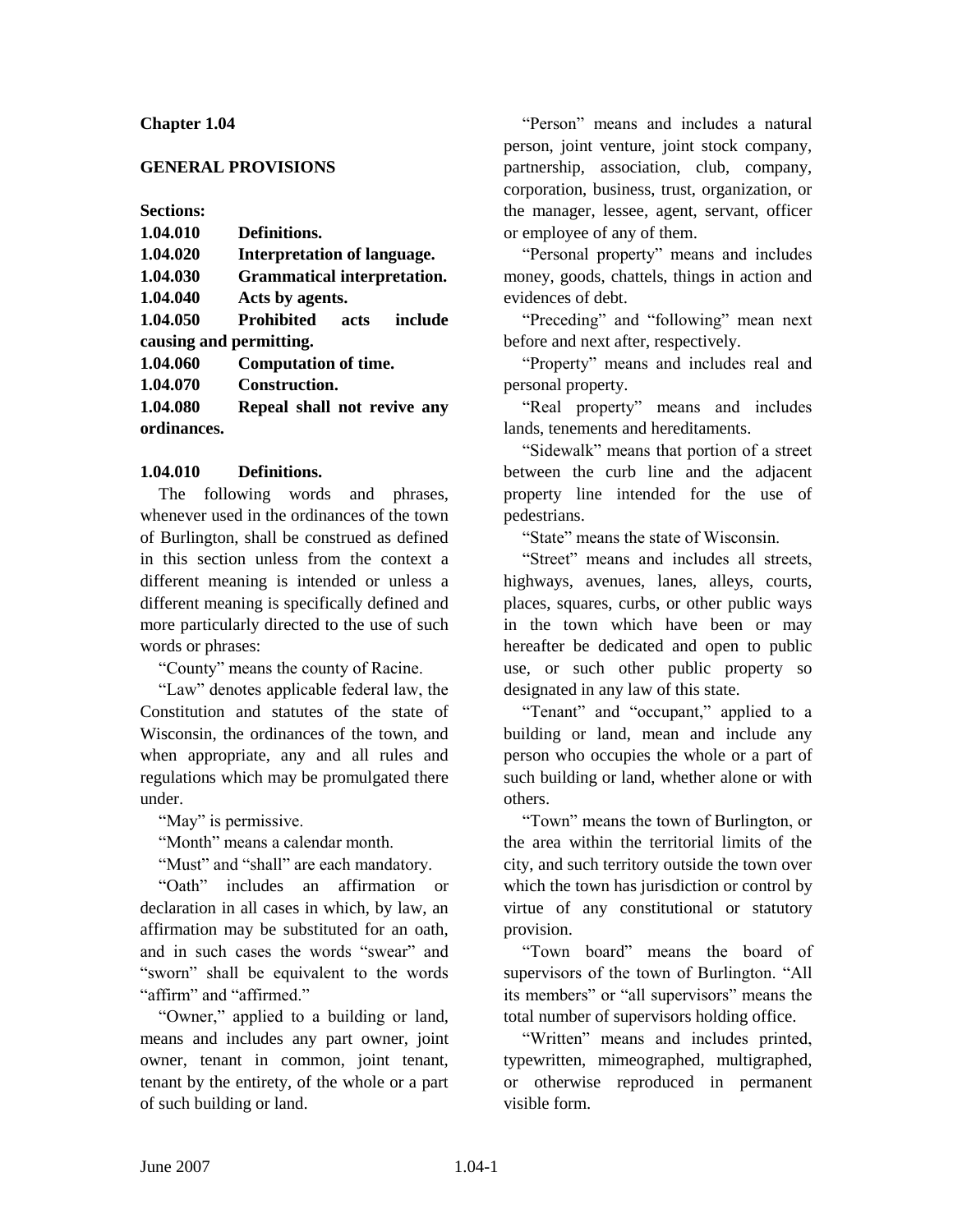## Chapter 1.04

## GENERAL PROVISIONS

**Sections:**

**1.04.010 Definitions.**
**1.04.020 Interpretation of language.**
**1.04.030 Grammatical interpretation.**
**1.04.040 Acts by agents.**
**1.04.050 Prohibited acts include causing and permitting.**
**1.04.060 Computation of time.**
**1.04.070 Construction.**
**1.04.080 Repeal shall not revive any ordinances.**

### 1.04.010 Definitions.

The following words and phrases, whenever used in the ordinances of the town of Burlington, shall be construed as defined in this section unless from the context a different meaning is intended or unless a different meaning is specifically defined and more particularly directed to the use of such words or phrases:

"County" means the county of Racine.

"Law" denotes applicable federal law, the Constitution and statutes of the state of Wisconsin, the ordinances of the town, and when appropriate, any and all rules and regulations which may be promulgated there under.

"May" is permissive.

"Month" means a calendar month.

"Must" and "shall" are each mandatory.

"Oath" includes an affirmation or declaration in all cases in which, by law, an affirmation may be substituted for an oath, and in such cases the words "swear" and "sworn" shall be equivalent to the words "affirm" and "affirmed."

"Owner," applied to a building or land, means and includes any part owner, joint owner, tenant in common, joint tenant, tenant by the entirety, of the whole or a part of such building or land.

"Person" means and includes a natural person, joint venture, joint stock company, partnership, association, club, company, corporation, business, trust, organization, or the manager, lessee, agent, servant, officer or employee of any of them.

"Personal property" means and includes money, goods, chattels, things in action and evidences of debt.

"Preceding" and "following" mean next before and next after, respectively.

"Property" means and includes real and personal property.

"Real property" means and includes lands, tenements and hereditaments.

"Sidewalk" means that portion of a street between the curb line and the adjacent property line intended for the use of pedestrians.

"State" means the state of Wisconsin.

"Street" means and includes all streets, highways, avenues, lanes, alleys, courts, places, squares, curbs, or other public ways in the town which have been or may hereafter be dedicated and open to public use, or such other public property so designated in any law of this state.

"Tenant" and "occupant," applied to a building or land, mean and include any person who occupies the whole or a part of such building or land, whether alone or with others.

"Town" means the town of Burlington, or the area within the territorial limits of the city, and such territory outside the town over which the town has jurisdiction or control by virtue of any constitutional or statutory provision.

"Town board" means the board of supervisors of the town of Burlington. "All its members" or "all supervisors" means the total number of supervisors holding office.

"Written" means and includes printed, typewritten, mimeographed, multigraphed, or otherwise reproduced in permanent visible form.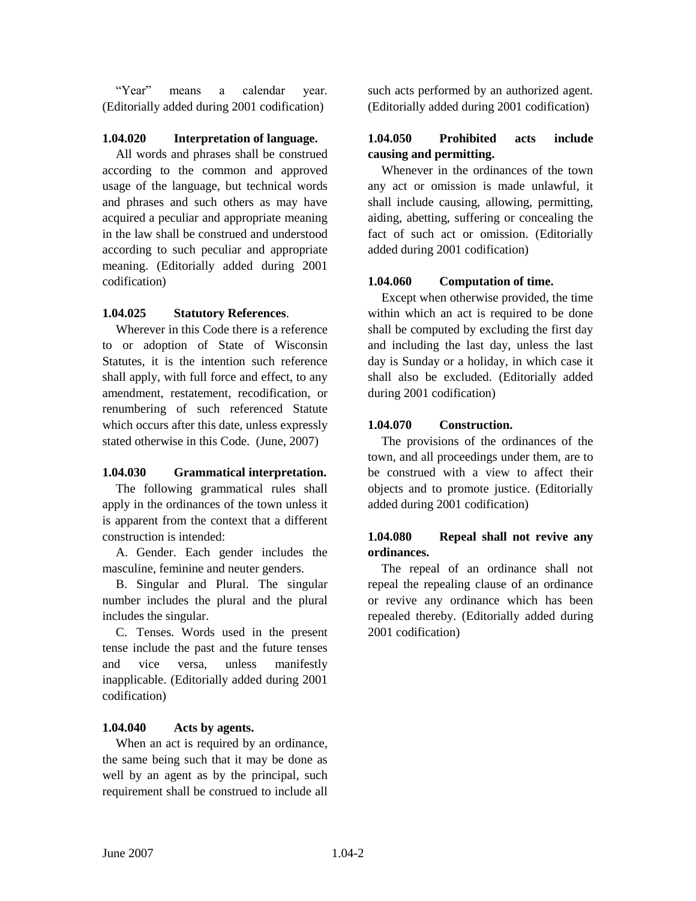"Year" means a calendar year. (Editorially added during 2001 codification)

### 1.04.020 Interpretation of language.

All words and phrases shall be construed according to the common and approved usage of the language, but technical words and phrases and such others as may have acquired a peculiar and appropriate meaning in the law shall be construed and understood according to such peculiar and appropriate meaning. (Editorially added during 2001 codification)

### 1.04.025 Statutory References.

Wherever in this Code there is a reference to or adoption of State of Wisconsin Statutes, it is the intention such reference shall apply, with full force and effect, to any amendment, restatement, recodification, or renumbering of such referenced Statute which occurs after this date, unless expressly stated otherwise in this Code. (June, 2007)

### 1.04.030 Grammatical interpretation.

The following grammatical rules shall apply in the ordinances of the town unless it is apparent from the context that a different construction is intended:

A. Gender. Each gender includes the masculine, feminine and neuter genders.

B. Singular and Plural. The singular number includes the plural and the plural includes the singular.

C. Tenses. Words used in the present tense include the past and the future tenses and vice versa, unless manifestly inapplicable. (Editorially added during 2001 codification)

### 1.04.040 Acts by agents.

When an act is required by an ordinance, the same being such that it may be done as well by an agent as by the principal, such requirement shall be construed to include all such acts performed by an authorized agent. (Editorially added during 2001 codification)

### 1.04.050 Prohibited acts include causing and permitting.

Whenever in the ordinances of the town any act or omission is made unlawful, it shall include causing, allowing, permitting, aiding, abetting, suffering or concealing the fact of such act or omission. (Editorially added during 2001 codification)

### 1.04.060 Computation of time.

Except when otherwise provided, the time within which an act is required to be done shall be computed by excluding the first day and including the last day, unless the last day is Sunday or a holiday, in which case it shall also be excluded. (Editorially added during 2001 codification)

### 1.04.070 Construction.

The provisions of the ordinances of the town, and all proceedings under them, are to be construed with a view to affect their objects and to promote justice. (Editorially added during 2001 codification)

### 1.04.080 Repeal shall not revive any ordinances.

The repeal of an ordinance shall not repeal the repealing clause of an ordinance or revive any ordinance which has been repealed thereby. (Editorially added during 2001 codification)